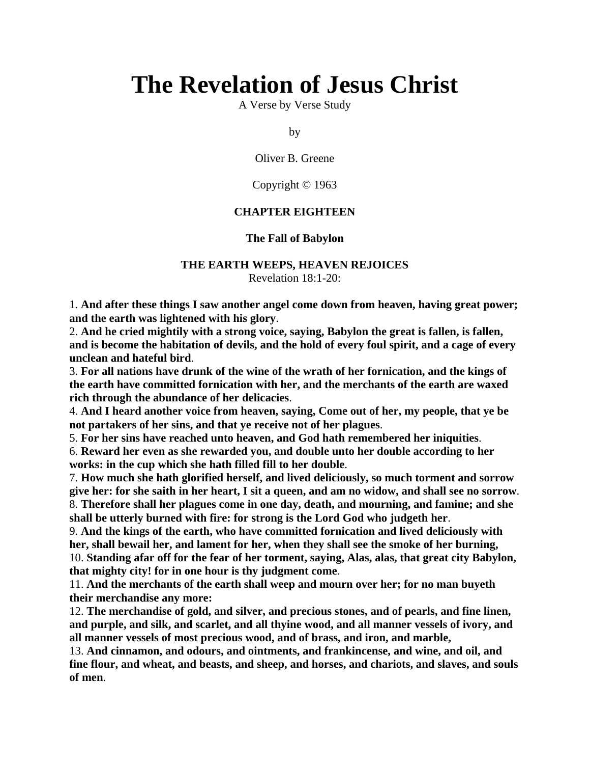# The Revelation of Jesus Christ

A Verse by Verse Study

by

Oliver B. Greene

Copyright © 1963

### CHAPTER EIGHTEEN

### The Fall of Babylon

### THE EARTH WEEPS, HEAVEN REJOICES

Revelation 18:1-20:

1. **And after these things I saw another angel come down from heaven, having great power; and the earth was lightened with his glory**.
2. **And he cried mightily with a strong voice, saying, Babylon the great is fallen, is fallen, and is become the habitation of devils, and the hold of every foul spirit, and a cage of every unclean and hateful bird**.
3. **For all nations have drunk of the wine of the wrath of her fornication, and the kings of the earth have committed fornication with her, and the merchants of the earth are waxed rich through the abundance of her delicacies**.
4. **And I heard another voice from heaven, saying, Come out of her, my people, that ye be not partakers of her sins, and that ye receive not of her plagues**.
5. **For her sins have reached unto heaven, and God hath remembered her iniquities**.
6. **Reward her even as she rewarded you, and double unto her double according to her works: in the cup which she hath filled fill to her double**.
7. **How much she hath glorified herself, and lived deliciously, so much torment and sorrow give her: for she saith in her heart, I sit a queen, and am no widow, and shall see no sorrow**.
8. **Therefore shall her plagues come in one day, death, and mourning, and famine; and she shall be utterly burned with fire: for strong is the Lord God who judgeth her**.
9. **And the kings of the earth, who have committed fornication and lived deliciously with her, shall bewail her, and lament for her, when they shall see the smoke of her burning,**
10. **Standing afar off for the fear of her torment, saying, Alas, alas, that great city Babylon, that mighty city! for in one hour is thy judgment come**.
11. **And the merchants of the earth shall weep and mourn over her; for no man buyeth their merchandise any more:**
12. **The merchandise of gold, and silver, and precious stones, and of pearls, and fine linen, and purple, and silk, and scarlet, and all thyine wood, and all manner vessels of ivory, and all manner vessels of most precious wood, and of brass, and iron, and marble,**
13. **And cinnamon, and odours, and ointments, and frankincense, and wine, and oil, and fine flour, and wheat, and beasts, and sheep, and horses, and chariots, and slaves, and souls of men**.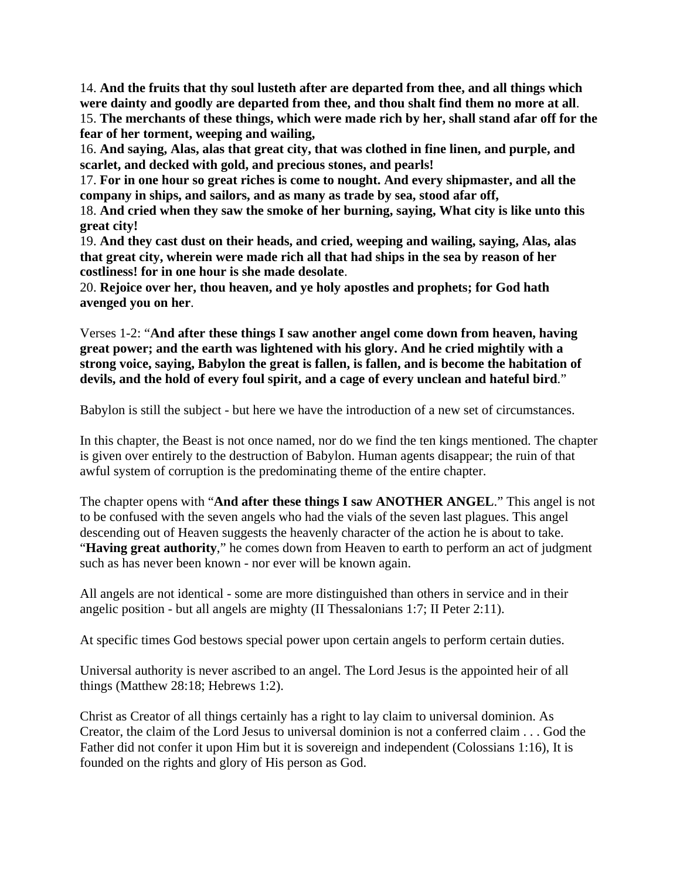14. **And the fruits that thy soul lusteth after are departed from thee, and all things which were dainty and goodly are departed from thee, and thou shalt find them no more at all**.
15. **The merchants of these things, which were made rich by her, shall stand afar off for the fear of her torment, weeping and wailing,**
16. **And saying, Alas, alas that great city, that was clothed in fine linen, and purple, and scarlet, and decked with gold, and precious stones, and pearls!**
17. **For in one hour so great riches is come to nought. And every shipmaster, and all the company in ships, and sailors, and as many as trade by sea, stood afar off,**
18. **And cried when they saw the smoke of her burning, saying, What city is like unto this great city!**
19. **And they cast dust on their heads, and cried, weeping and wailing, saying, Alas, alas that great city, wherein were made rich all that had ships in the sea by reason of her costliness! for in one hour is she made desolate**.
20. **Rejoice over her, thou heaven, and ye holy apostles and prophets; for God hath avenged you on her**.

Verses 1-2: "**And after these things I saw another angel come down from heaven, having great power; and the earth was lightened with his glory. And he cried mightily with a strong voice, saying, Babylon the great is fallen, is fallen, and is become the habitation of devils, and the hold of every foul spirit, and a cage of every unclean and hateful bird**."

Babylon is still the subject - but here we have the introduction of a new set of circumstances.

In this chapter, the Beast is not once named, nor do we find the ten kings mentioned. The chapter is given over entirely to the destruction of Babylon. Human agents disappear; the ruin of that awful system of corruption is the predominating theme of the entire chapter.

The chapter opens with "**And after these things I saw ANOTHER ANGEL**." This angel is not to be confused with the seven angels who had the vials of the seven last plagues. This angel descending out of Heaven suggests the heavenly character of the action he is about to take. "**Having great authority**," he comes down from Heaven to earth to perform an act of judgment such as has never been known - nor ever will be known again.

All angels are not identical - some are more distinguished than others in service and in their angelic position - but all angels are mighty (II Thessalonians 1:7; II Peter 2:11).

At specific times God bestows special power upon certain angels to perform certain duties.

Universal authority is never ascribed to an angel. The Lord Jesus is the appointed heir of all things (Matthew 28:18; Hebrews 1:2).

Christ as Creator of all things certainly has a right to lay claim to universal dominion. As Creator, the claim of the Lord Jesus to universal dominion is not a conferred claim . . . God the Father did not confer it upon Him but it is sovereign and independent (Colossians 1:16), It is founded on the rights and glory of His person as God.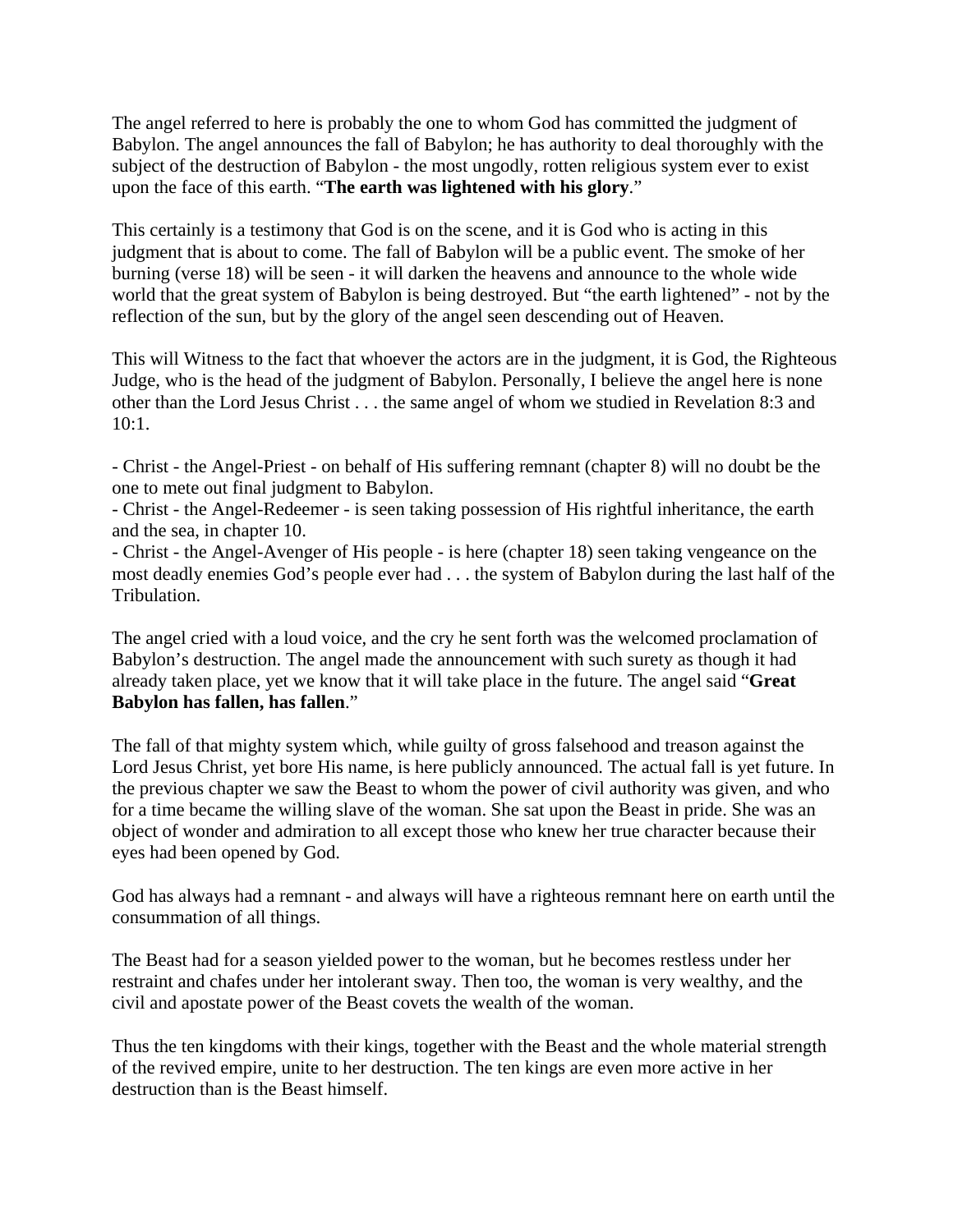The angel referred to here is probably the one to whom God has committed the judgment of Babylon. The angel announces the fall of Babylon; he has authority to deal thoroughly with the subject of the destruction of Babylon - the most ungodly, rotten religious system ever to exist upon the face of this earth. "**The earth was lightened with his glory**."

This certainly is a testimony that God is on the scene, and it is God who is acting in this judgment that is about to come. The fall of Babylon will be a public event. The smoke of her burning (verse 18) will be seen - it will darken the heavens and announce to the whole wide world that the great system of Babylon is being destroyed. But "the earth lightened" - not by the reflection of the sun, but by the glory of the angel seen descending out of Heaven.

This will Witness to the fact that whoever the actors are in the judgment, it is God, the Righteous Judge, who is the head of the judgment of Babylon. Personally, I believe the angel here is none other than the Lord Jesus Christ . . . the same angel of whom we studied in Revelation 8:3 and 10:1.

- Christ - the Angel-Priest - on behalf of His suffering remnant (chapter 8) will no doubt be the one to mete out final judgment to Babylon.
- Christ - the Angel-Redeemer - is seen taking possession of His rightful inheritance, the earth and the sea, in chapter 10.
- Christ - the Angel-Avenger of His people - is here (chapter 18) seen taking vengeance on the most deadly enemies God's people ever had . . . the system of Babylon during the last half of the Tribulation.

The angel cried with a loud voice, and the cry he sent forth was the welcomed proclamation of Babylon's destruction. The angel made the announcement with such surety as though it had already taken place, yet we know that it will take place in the future. The angel said "**Great Babylon has fallen, has fallen**."

The fall of that mighty system which, while guilty of gross falsehood and treason against the Lord Jesus Christ, yet bore His name, is here publicly announced. The actual fall is yet future. In the previous chapter we saw the Beast to whom the power of civil authority was given, and who for a time became the willing slave of the woman. She sat upon the Beast in pride. She was an object of wonder and admiration to all except those who knew her true character because their eyes had been opened by God.

God has always had a remnant - and always will have a righteous remnant here on earth until the consummation of all things.

The Beast had for a season yielded power to the woman, but he becomes restless under her restraint and chafes under her intolerant sway. Then too, the woman is very wealthy, and the civil and apostate power of the Beast covets the wealth of the woman.

Thus the ten kingdoms with their kings, together with the Beast and the whole material strength of the revived empire, unite to her destruction. The ten kings are even more active in her destruction than is the Beast himself.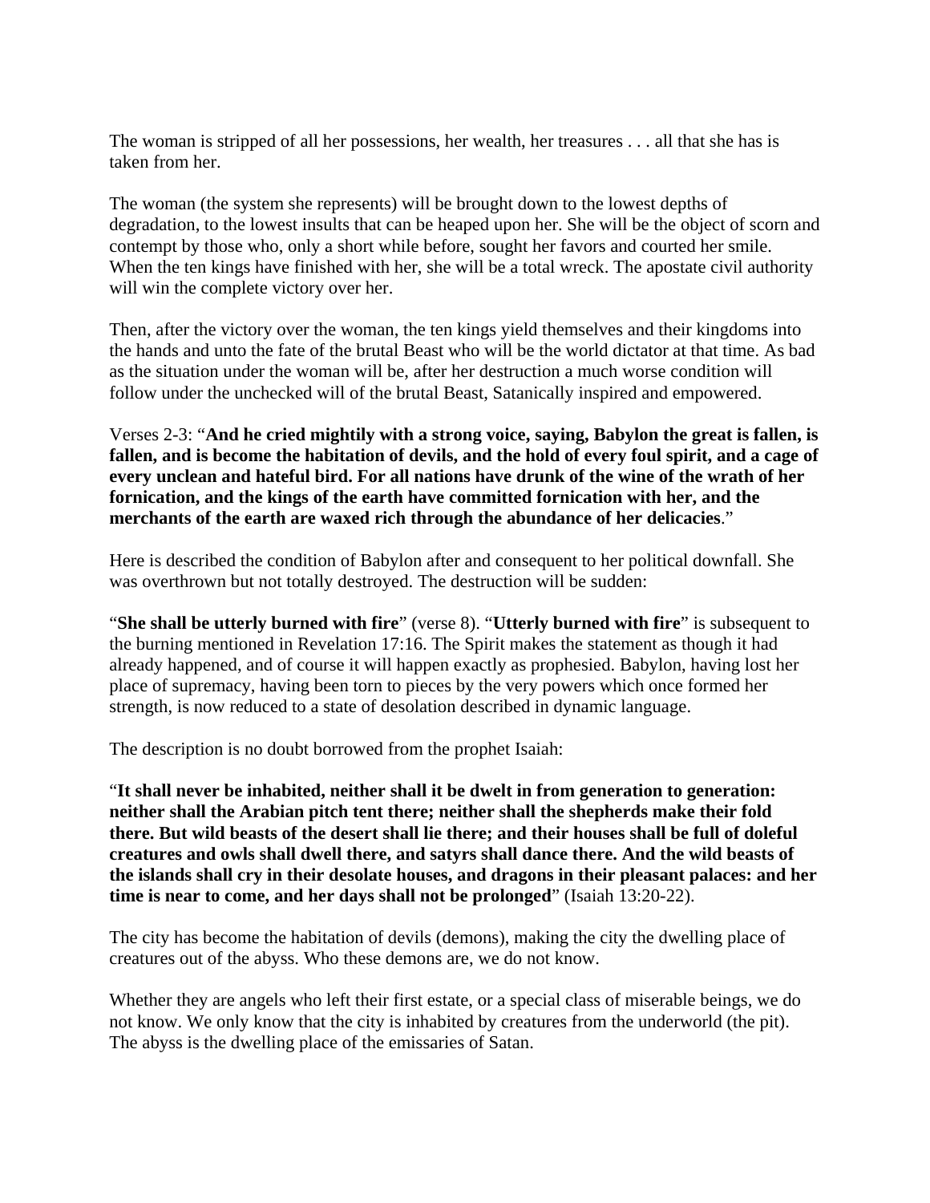The woman is stripped of all her possessions, her wealth, her treasures . . . all that she has is taken from her.

The woman (the system she represents) will be brought down to the lowest depths of degradation, to the lowest insults that can be heaped upon her. She will be the object of scorn and contempt by those who, only a short while before, sought her favors and courted her smile. When the ten kings have finished with her, she will be a total wreck. The apostate civil authority will win the complete victory over her.

Then, after the victory over the woman, the ten kings yield themselves and their kingdoms into the hands and unto the fate of the brutal Beast who will be the world dictator at that time. As bad as the situation under the woman will be, after her destruction a much worse condition will follow under the unchecked will of the brutal Beast, Satanically inspired and empowered.

Verses 2-3: "**And he cried mightily with a strong voice, saying, Babylon the great is fallen, is fallen, and is become the habitation of devils, and the hold of every foul spirit, and a cage of every unclean and hateful bird. For all nations have drunk of the wine of the wrath of her fornication, and the kings of the earth have committed fornication with her, and the merchants of the earth are waxed rich through the abundance of her delicacies**."

Here is described the condition of Babylon after and consequent to her political downfall. She was overthrown but not totally destroyed. The destruction will be sudden:

"**She shall be utterly burned with fire**" (verse 8). "**Utterly burned with fire**" is subsequent to the burning mentioned in Revelation 17:16. The Spirit makes the statement as though it had already happened, and of course it will happen exactly as prophesied. Babylon, having lost her place of supremacy, having been torn to pieces by the very powers which once formed her strength, is now reduced to a state of desolation described in dynamic language.

The description is no doubt borrowed from the prophet Isaiah:

"**It shall never be inhabited, neither shall it be dwelt in from generation to generation: neither shall the Arabian pitch tent there; neither shall the shepherds make their fold there. But wild beasts of the desert shall lie there; and their houses shall be full of doleful creatures and owls shall dwell there, and satyrs shall dance there. And the wild beasts of the islands shall cry in their desolate houses, and dragons in their pleasant palaces: and her time is near to come, and her days shall not be prolonged**" (Isaiah 13:20-22).

The city has become the habitation of devils (demons), making the city the dwelling place of creatures out of the abyss. Who these demons are, we do not know.

Whether they are angels who left their first estate, or a special class of miserable beings, we do not know. We only know that the city is inhabited by creatures from the underworld (the pit). The abyss is the dwelling place of the emissaries of Satan.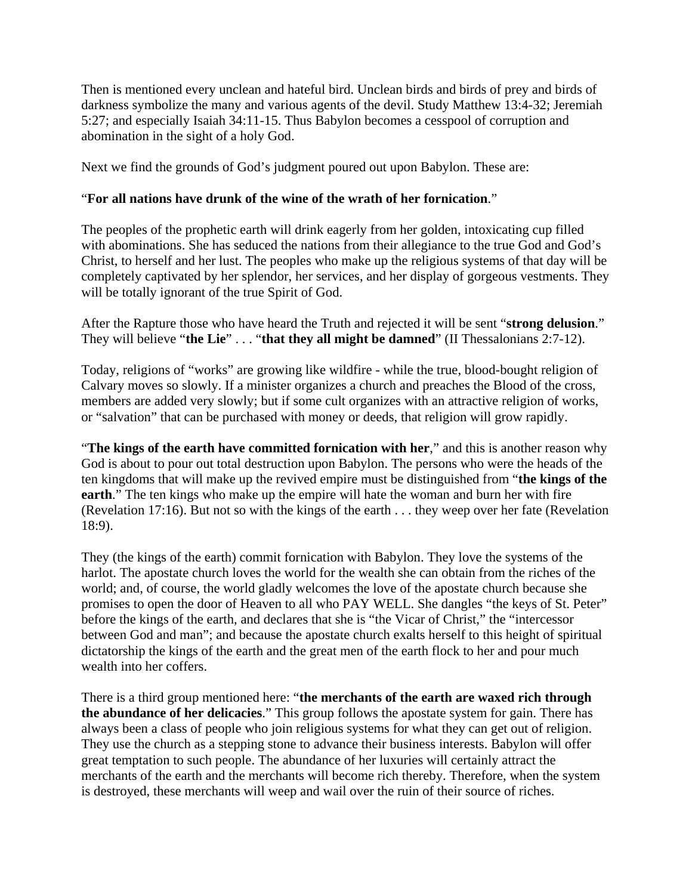Then is mentioned every unclean and hateful bird. Unclean birds and birds of prey and birds of darkness symbolize the many and various agents of the devil. Study Matthew 13:4-32; Jeremiah 5:27; and especially Isaiah 34:11-15. Thus Babylon becomes a cesspool of corruption and abomination in the sight of a holy God.

Next we find the grounds of God's judgment poured out upon Babylon. These are:

"**For all nations have drunk of the wine of the wrath of her fornication**."

The peoples of the prophetic earth will drink eagerly from her golden, intoxicating cup filled with abominations. She has seduced the nations from their allegiance to the true God and God's Christ, to herself and her lust. The peoples who make up the religious systems of that day will be completely captivated by her splendor, her services, and her display of gorgeous vestments. They will be totally ignorant of the true Spirit of God.

After the Rapture those who have heard the Truth and rejected it will be sent "**strong delusion**." They will believe "**the Lie**" . . . "**that they all might be damned**" (II Thessalonians 2:7-12).

Today, religions of "works" are growing like wildfire - while the true, blood-bought religion of Calvary moves so slowly. If a minister organizes a church and preaches the Blood of the cross, members are added very slowly; but if some cult organizes with an attractive religion of works, or "salvation" that can be purchased with money or deeds, that religion will grow rapidly.

"**The kings of the earth have committed fornication with her**," and this is another reason why God is about to pour out total destruction upon Babylon. The persons who were the heads of the ten kingdoms that will make up the revived empire must be distinguished from "**the kings of the earth**." The ten kings who make up the empire will hate the woman and burn her with fire (Revelation 17:16). But not so with the kings of the earth . . . they weep over her fate (Revelation 18:9).

They (the kings of the earth) commit fornication with Babylon. They love the systems of the harlot. The apostate church loves the world for the wealth she can obtain from the riches of the world; and, of course, the world gladly welcomes the love of the apostate church because she promises to open the door of Heaven to all who PAY WELL. She dangles "the keys of St. Peter" before the kings of the earth, and declares that she is "the Vicar of Christ," the "intercessor between God and man"; and because the apostate church exalts herself to this height of spiritual dictatorship the kings of the earth and the great men of the earth flock to her and pour much wealth into her coffers.

There is a third group mentioned here: "**the merchants of the earth are waxed rich through the abundance of her delicacies**." This group follows the apostate system for gain. There has always been a class of people who join religious systems for what they can get out of religion. They use the church as a stepping stone to advance their business interests. Babylon will offer great temptation to such people. The abundance of her luxuries will certainly attract the merchants of the earth and the merchants will become rich thereby. Therefore, when the system is destroyed, these merchants will weep and wail over the ruin of their source of riches.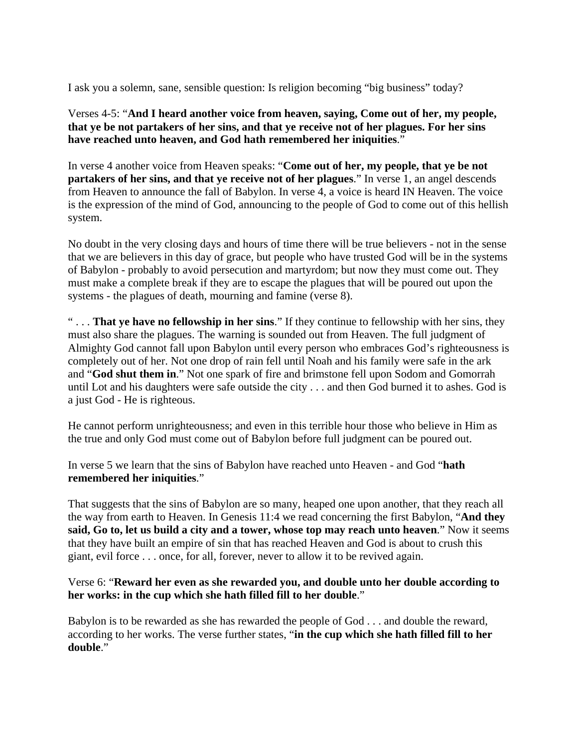I ask you a solemn, sane, sensible question: Is religion becoming "big business" today?

Verses 4-5: "**And I heard another voice from heaven, saying, Come out of her, my people, that ye be not partakers of her sins, and that ye receive not of her plagues. For her sins have reached unto heaven, and God hath remembered her iniquities**."

In verse 4 another voice from Heaven speaks: "**Come out of her, my people, that ye be not partakers of her sins, and that ye receive not of her plagues**." In verse 1, an angel descends from Heaven to announce the fall of Babylon. In verse 4, a voice is heard IN Heaven. The voice is the expression of the mind of God, announcing to the people of God to come out of this hellish system.

No doubt in the very closing days and hours of time there will be true believers - not in the sense that we are believers in this day of grace, but people who have trusted God will be in the systems of Babylon - probably to avoid persecution and martyrdom; but now they must come out. They must make a complete break if they are to escape the plagues that will be poured out upon the systems - the plagues of death, mourning and famine (verse 8).

" . . . **That ye have no fellowship in her sins**." If they continue to fellowship with her sins, they must also share the plagues. The warning is sounded out from Heaven. The full judgment of Almighty God cannot fall upon Babylon until every person who embraces God's righteousness is completely out of her. Not one drop of rain fell until Noah and his family were safe in the ark and "**God shut them in**." Not one spark of fire and brimstone fell upon Sodom and Gomorrah until Lot and his daughters were safe outside the city . . . and then God burned it to ashes. God is a just God - He is righteous.

He cannot perform unrighteousness; and even in this terrible hour those who believe in Him as the true and only God must come out of Babylon before full judgment can be poured out.

In verse 5 we learn that the sins of Babylon have reached unto Heaven - and God "**hath remembered her iniquities**."

That suggests that the sins of Babylon are so many, heaped one upon another, that they reach all the way from earth to Heaven. In Genesis 11:4 we read concerning the first Babylon, "**And they said, Go to, let us build a city and a tower, whose top may reach unto heaven**." Now it seems that they have built an empire of sin that has reached Heaven and God is about to crush this giant, evil force . . . once, for all, forever, never to allow it to be revived again.

Verse 6: "**Reward her even as she rewarded you, and double unto her double according to her works: in the cup which she hath filled fill to her double**."

Babylon is to be rewarded as she has rewarded the people of God . . . and double the reward, according to her works. The verse further states, "**in the cup which she hath filled fill to her double**."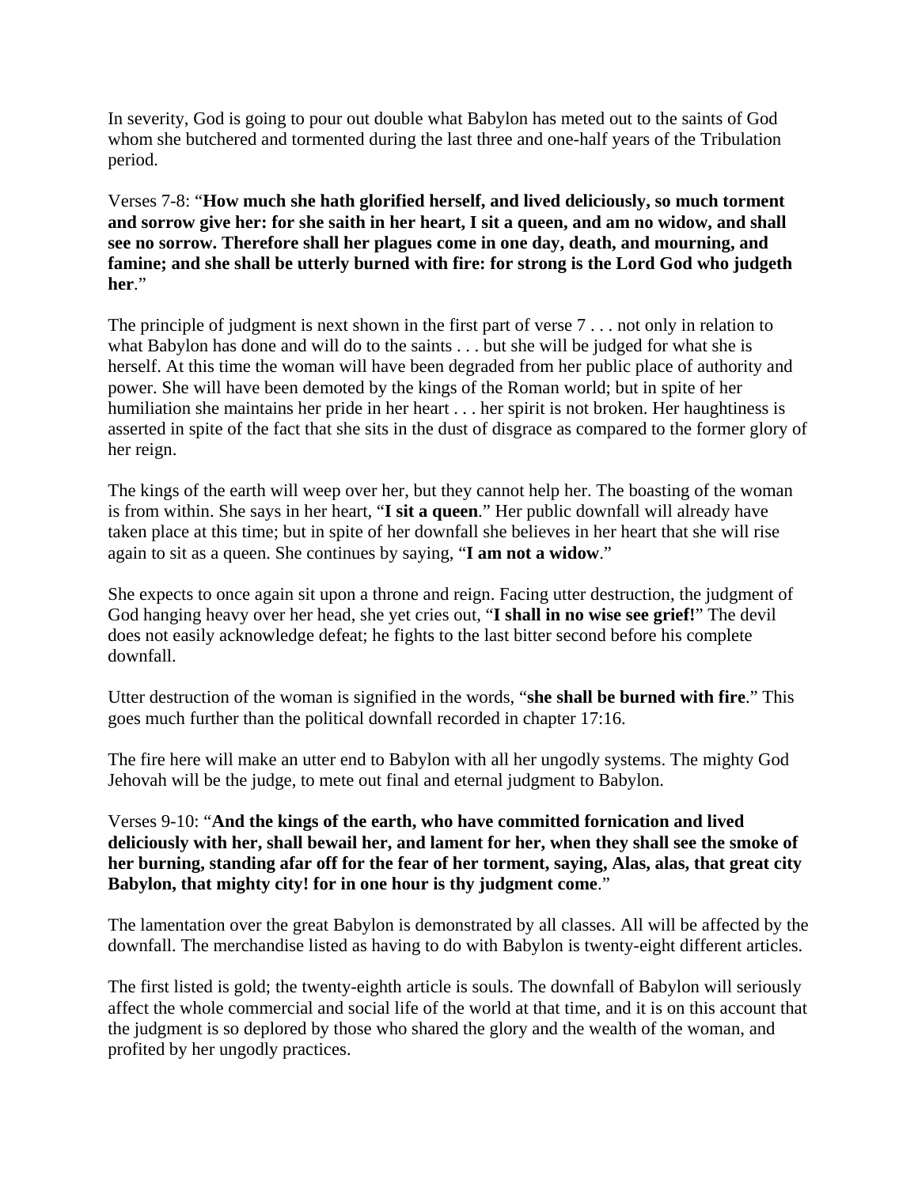In severity, God is going to pour out double what Babylon has meted out to the saints of God whom she butchered and tormented during the last three and one-half years of the Tribulation period.

Verses 7-8: "**How much she hath glorified herself, and lived deliciously, so much torment and sorrow give her: for she saith in her heart, I sit a queen, and am no widow, and shall see no sorrow. Therefore shall her plagues come in one day, death, and mourning, and famine; and she shall be utterly burned with fire: for strong is the Lord God who judgeth her**."

The principle of judgment is next shown in the first part of verse 7 . . . not only in relation to what Babylon has done and will do to the saints . . . but she will be judged for what she is herself. At this time the woman will have been degraded from her public place of authority and power. She will have been demoted by the kings of the Roman world; but in spite of her humiliation she maintains her pride in her heart . . . her spirit is not broken. Her haughtiness is asserted in spite of the fact that she sits in the dust of disgrace as compared to the former glory of her reign.

The kings of the earth will weep over her, but they cannot help her. The boasting of the woman is from within. She says in her heart, "**I sit a queen**." Her public downfall will already have taken place at this time; but in spite of her downfall she believes in her heart that she will rise again to sit as a queen. She continues by saying, "**I am not a widow**."

She expects to once again sit upon a throne and reign. Facing utter destruction, the judgment of God hanging heavy over her head, she yet cries out, "**I shall in no wise see grief!**" The devil does not easily acknowledge defeat; he fights to the last bitter second before his complete downfall.

Utter destruction of the woman is signified in the words, "**she shall be burned with fire**." This goes much further than the political downfall recorded in chapter 17:16.

The fire here will make an utter end to Babylon with all her ungodly systems. The mighty God Jehovah will be the judge, to mete out final and eternal judgment to Babylon.

Verses 9-10: "**And the kings of the earth, who have committed fornication and lived deliciously with her, shall bewail her, and lament for her, when they shall see the smoke of her burning, standing afar off for the fear of her torment, saying, Alas, alas, that great city Babylon, that mighty city! for in one hour is thy judgment come**."

The lamentation over the great Babylon is demonstrated by all classes. All will be affected by the downfall. The merchandise listed as having to do with Babylon is twenty-eight different articles.

The first listed is gold; the twenty-eighth article is souls. The downfall of Babylon will seriously affect the whole commercial and social life of the world at that time, and it is on this account that the judgment is so deplored by those who shared the glory and the wealth of the woman, and profited by her ungodly practices.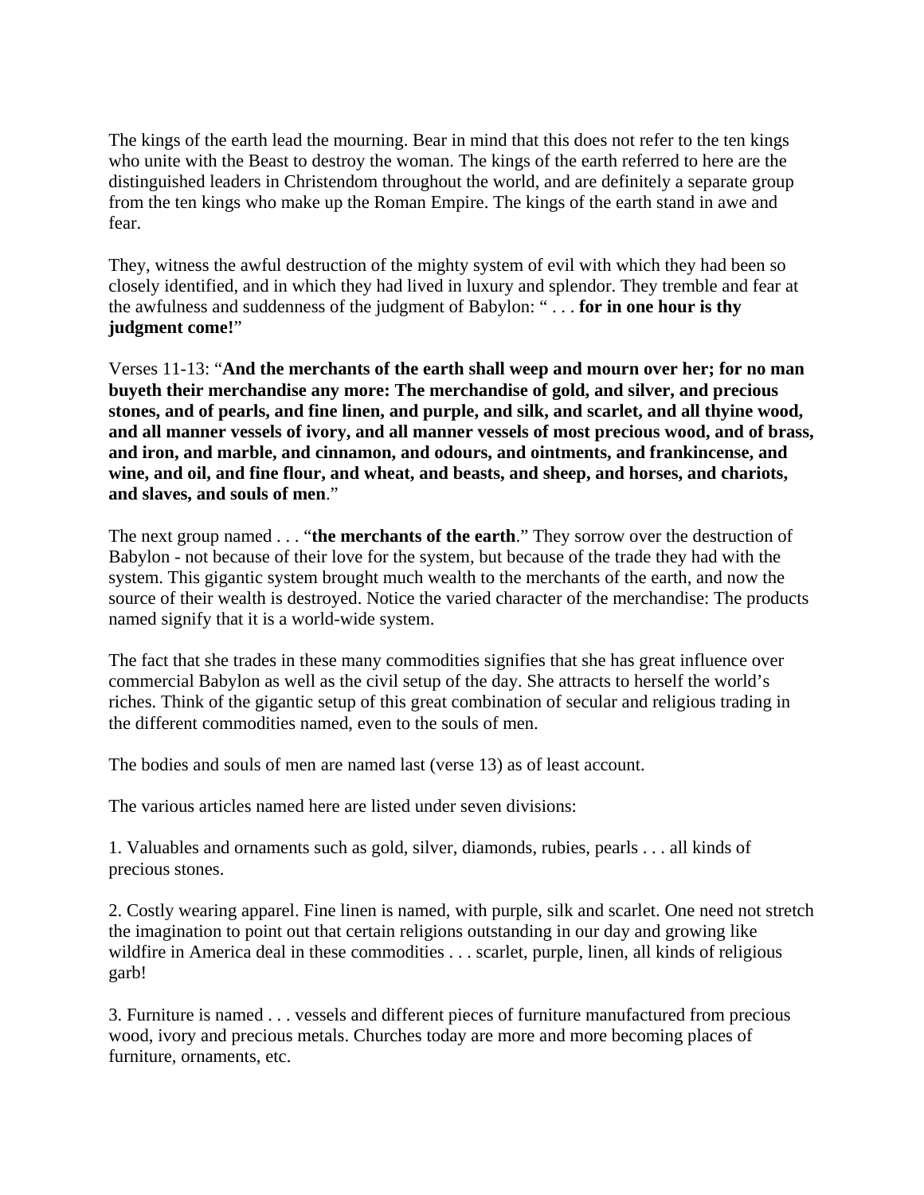The kings of the earth lead the mourning. Bear in mind that this does not refer to the ten kings who unite with the Beast to destroy the woman. The kings of the earth referred to here are the distinguished leaders in Christendom throughout the world, and are definitely a separate group from the ten kings who make up the Roman Empire. The kings of the earth stand in awe and fear.

They, witness the awful destruction of the mighty system of evil with which they had been so closely identified, and in which they had lived in luxury and splendor. They tremble and fear at the awfulness and suddenness of the judgment of Babylon: " . . . **for in one hour is thy judgment come!**"

Verses 11-13: "**And the merchants of the earth shall weep and mourn over her; for no man buyeth their merchandise any more: The merchandise of gold, and silver, and precious stones, and of pearls, and fine linen, and purple, and silk, and scarlet, and all thyine wood, and all manner vessels of ivory, and all manner vessels of most precious wood, and of brass, and iron, and marble, and cinnamon, and odours, and ointments, and frankincense, and wine, and oil, and fine flour, and wheat, and beasts, and sheep, and horses, and chariots, and slaves, and souls of men**."

The next group named . . . "**the merchants of the earth**." They sorrow over the destruction of Babylon - not because of their love for the system, but because of the trade they had with the system. This gigantic system brought much wealth to the merchants of the earth, and now the source of their wealth is destroyed. Notice the varied character of the merchandise: The products named signify that it is a world-wide system.

The fact that she trades in these many commodities signifies that she has great influence over commercial Babylon as well as the civil setup of the day. She attracts to herself the world's riches. Think of the gigantic setup of this great combination of secular and religious trading in the different commodities named, even to the souls of men.

The bodies and souls of men are named last (verse 13) as of least account.

The various articles named here are listed under seven divisions:

1. Valuables and ornaments such as gold, silver, diamonds, rubies, pearls . . . all kinds of precious stones.

2. Costly wearing apparel. Fine linen is named, with purple, silk and scarlet. One need not stretch the imagination to point out that certain religions outstanding in our day and growing like wildfire in America deal in these commodities . . . scarlet, purple, linen, all kinds of religious garb!

3. Furniture is named . . . vessels and different pieces of furniture manufactured from precious wood, ivory and precious metals. Churches today are more and more becoming places of furniture, ornaments, etc.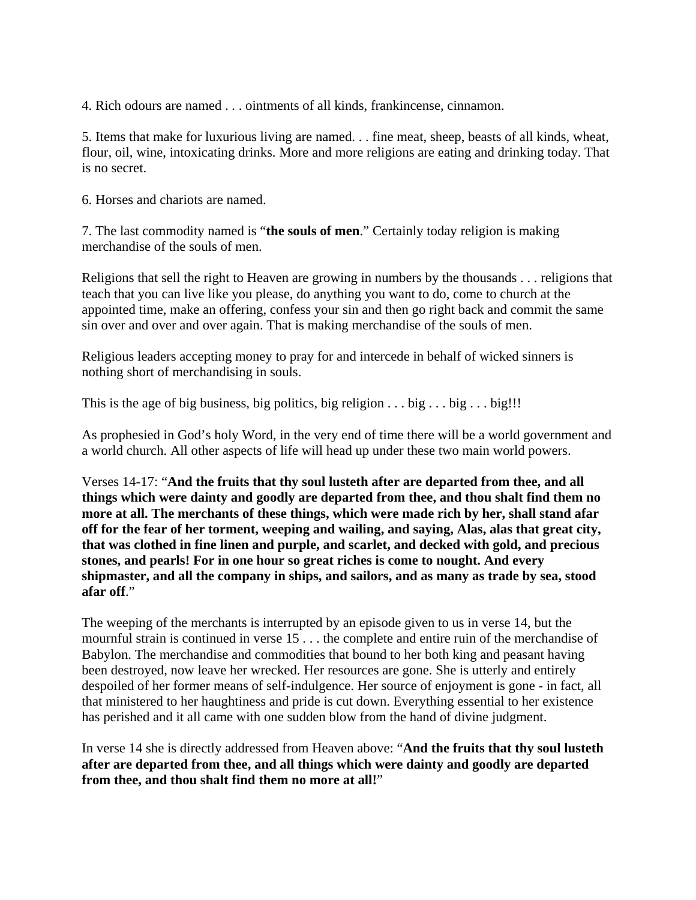4. Rich odours are named . . . ointments of all kinds, frankincense, cinnamon.

5. Items that make for luxurious living are named. . . fine meat, sheep, beasts of all kinds, wheat, flour, oil, wine, intoxicating drinks. More and more religions are eating and drinking today. That is no secret.

6. Horses and chariots are named.

7. The last commodity named is "**the souls of men**." Certainly today religion is making merchandise of the souls of men.

Religions that sell the right to Heaven are growing in numbers by the thousands . . . religions that teach that you can live like you please, do anything you want to do, come to church at the appointed time, make an offering, confess your sin and then go right back and commit the same sin over and over and over again. That is making merchandise of the souls of men.

Religious leaders accepting money to pray for and intercede in behalf of wicked sinners is nothing short of merchandising in souls.

This is the age of big business, big politics, big religion . . . big . . . big . . . big!!!

As prophesied in God's holy Word, in the very end of time there will be a world government and a world church. All other aspects of life will head up under these two main world powers.

Verses 14-17: "**And the fruits that thy soul lusteth after are departed from thee, and all things which were dainty and goodly are departed from thee, and thou shalt find them no more at all. The merchants of these things, which were made rich by her, shall stand afar off for the fear of her torment, weeping and wailing, and saying, Alas, alas that great city, that was clothed in fine linen and purple, and scarlet, and decked with gold, and precious stones, and pearls! For in one hour so great riches is come to nought. And every shipmaster, and all the company in ships, and sailors, and as many as trade by sea, stood afar off**."

The weeping of the merchants is interrupted by an episode given to us in verse 14, but the mournful strain is continued in verse 15 . . . the complete and entire ruin of the merchandise of Babylon. The merchandise and commodities that bound to her both king and peasant having been destroyed, now leave her wrecked. Her resources are gone. She is utterly and entirely despoiled of her former means of self-indulgence. Her source of enjoyment is gone - in fact, all that ministered to her haughtiness and pride is cut down. Everything essential to her existence has perished and it all came with one sudden blow from the hand of divine judgment.

In verse 14 she is directly addressed from Heaven above: "**And the fruits that thy soul lusteth after are departed from thee, and all things which were dainty and goodly are departed from thee, and thou shalt find them no more at all!**"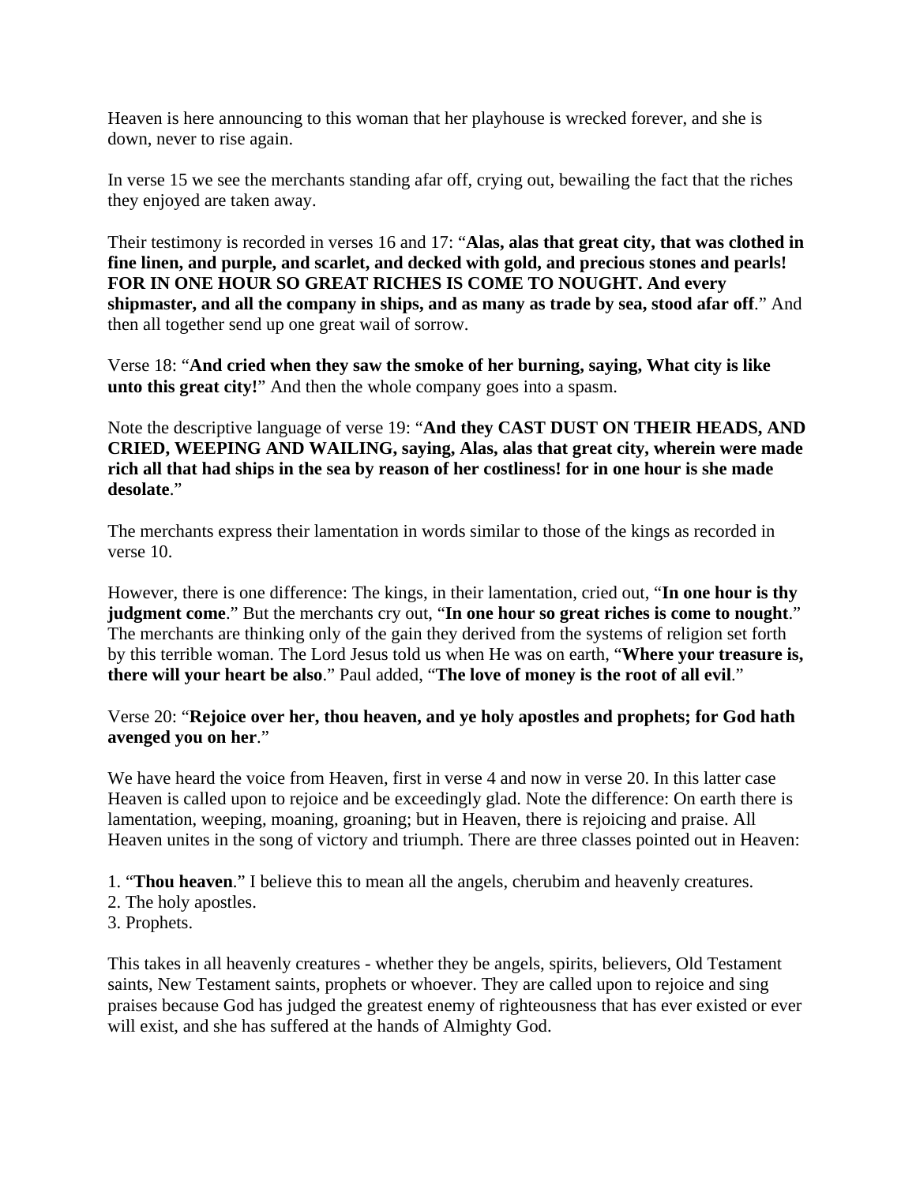Heaven is here announcing to this woman that her playhouse is wrecked forever, and she is down, never to rise again.

In verse 15 we see the merchants standing afar off, crying out, bewailing the fact that the riches they enjoyed are taken away.

Their testimony is recorded in verses 16 and 17: "**Alas, alas that great city, that was clothed in fine linen, and purple, and scarlet, and decked with gold, and precious stones and pearls! FOR IN ONE HOUR SO GREAT RICHES IS COME TO NOUGHT. And every shipmaster, and all the company in ships, and as many as trade by sea, stood afar off**." And then all together send up one great wail of sorrow.

Verse 18: "**And cried when they saw the smoke of her burning, saying, What city is like unto this great city!**" And then the whole company goes into a spasm.

Note the descriptive language of verse 19: "**And they CAST DUST ON THEIR HEADS, AND CRIED, WEEPING AND WAILING, saying, Alas, alas that great city, wherein were made rich all that had ships in the sea by reason of her costliness! for in one hour is she made desolate**."

The merchants express their lamentation in words similar to those of the kings as recorded in verse 10.

However, there is one difference: The kings, in their lamentation, cried out, "**In one hour is thy judgment come**." But the merchants cry out, "**In one hour so great riches is come to nought**." The merchants are thinking only of the gain they derived from the systems of religion set forth by this terrible woman. The Lord Jesus told us when He was on earth, "**Where your treasure is, there will your heart be also**." Paul added, "**The love of money is the root of all evil**."

Verse 20: "**Rejoice over her, thou heaven, and ye holy apostles and prophets; for God hath avenged you on her**."

We have heard the voice from Heaven, first in verse 4 and now in verse 20. In this latter case Heaven is called upon to rejoice and be exceedingly glad. Note the difference: On earth there is lamentation, weeping, moaning, groaning; but in Heaven, there is rejoicing and praise. All Heaven unites in the song of victory and triumph. There are three classes pointed out in Heaven:

1. "**Thou heaven**." I believe this to mean all the angels, cherubim and heavenly creatures.
2. The holy apostles.
3. Prophets.

This takes in all heavenly creatures - whether they be angels, spirits, believers, Old Testament saints, New Testament saints, prophets or whoever. They are called upon to rejoice and sing praises because God has judged the greatest enemy of righteousness that has ever existed or ever will exist, and she has suffered at the hands of Almighty God.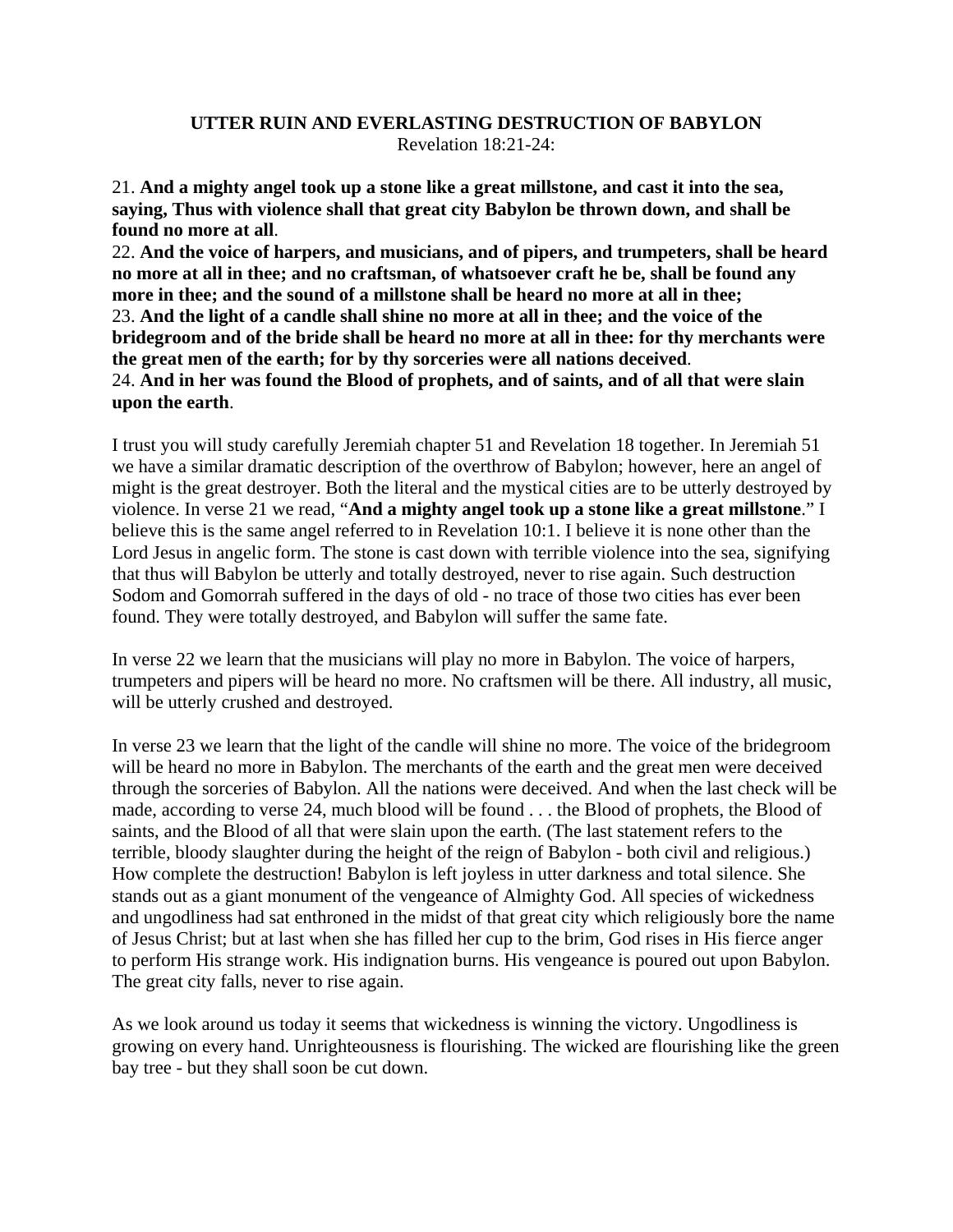**UTTER RUIN AND EVERLASTING DESTRUCTION OF BABYLON**
Revelation 18:21-24:

21. **And a mighty angel took up a stone like a great millstone, and cast it into the sea, saying, Thus with violence shall that great city Babylon be thrown down, and shall be found no more at all**.
22. **And the voice of harpers, and musicians, and of pipers, and trumpeters, shall be heard no more at all in thee; and no craftsman, of whatsoever craft he be, shall be found any more in thee; and the sound of a millstone shall be heard no more at all in thee;**
23. **And the light of a candle shall shine no more at all in thee; and the voice of the bridegroom and of the bride shall be heard no more at all in thee: for thy merchants were the great men of the earth; for by thy sorceries were all nations deceived**.
24. **And in her was found the Blood of prophets, and of saints, and of all that were slain upon the earth**.

I trust you will study carefully Jeremiah chapter 51 and Revelation 18 together. In Jeremiah 51 we have a similar dramatic description of the overthrow of Babylon; however, here an angel of might is the great destroyer. Both the literal and the mystical cities are to be utterly destroyed by violence. In verse 21 we read, "**And a mighty angel took up a stone like a great millstone**." I believe this is the same angel referred to in Revelation 10:1. I believe it is none other than the Lord Jesus in angelic form. The stone is cast down with terrible violence into the sea, signifying that thus will Babylon be utterly and totally destroyed, never to rise again. Such destruction Sodom and Gomorrah suffered in the days of old - no trace of those two cities has ever been found. They were totally destroyed, and Babylon will suffer the same fate.

In verse 22 we learn that the musicians will play no more in Babylon. The voice of harpers, trumpeters and pipers will be heard no more. No craftsmen will be there. All industry, all music, will be utterly crushed and destroyed.

In verse 23 we learn that the light of the candle will shine no more. The voice of the bridegroom will be heard no more in Babylon. The merchants of the earth and the great men were deceived through the sorceries of Babylon. All the nations were deceived. And when the last check will be made, according to verse 24, much blood will be found . . . the Blood of prophets, the Blood of saints, and the Blood of all that were slain upon the earth. (The last statement refers to the terrible, bloody slaughter during the height of the reign of Babylon - both civil and religious.) How complete the destruction! Babylon is left joyless in utter darkness and total silence. She stands out as a giant monument of the vengeance of Almighty God. All species of wickedness and ungodliness had sat enthroned in the midst of that great city which religiously bore the name of Jesus Christ; but at last when she has filled her cup to the brim, God rises in His fierce anger to perform His strange work. His indignation burns. His vengeance is poured out upon Babylon. The great city falls, never to rise again.

As we look around us today it seems that wickedness is winning the victory. Ungodliness is growing on every hand. Unrighteousness is flourishing. The wicked are flourishing like the green bay tree - but they shall soon be cut down.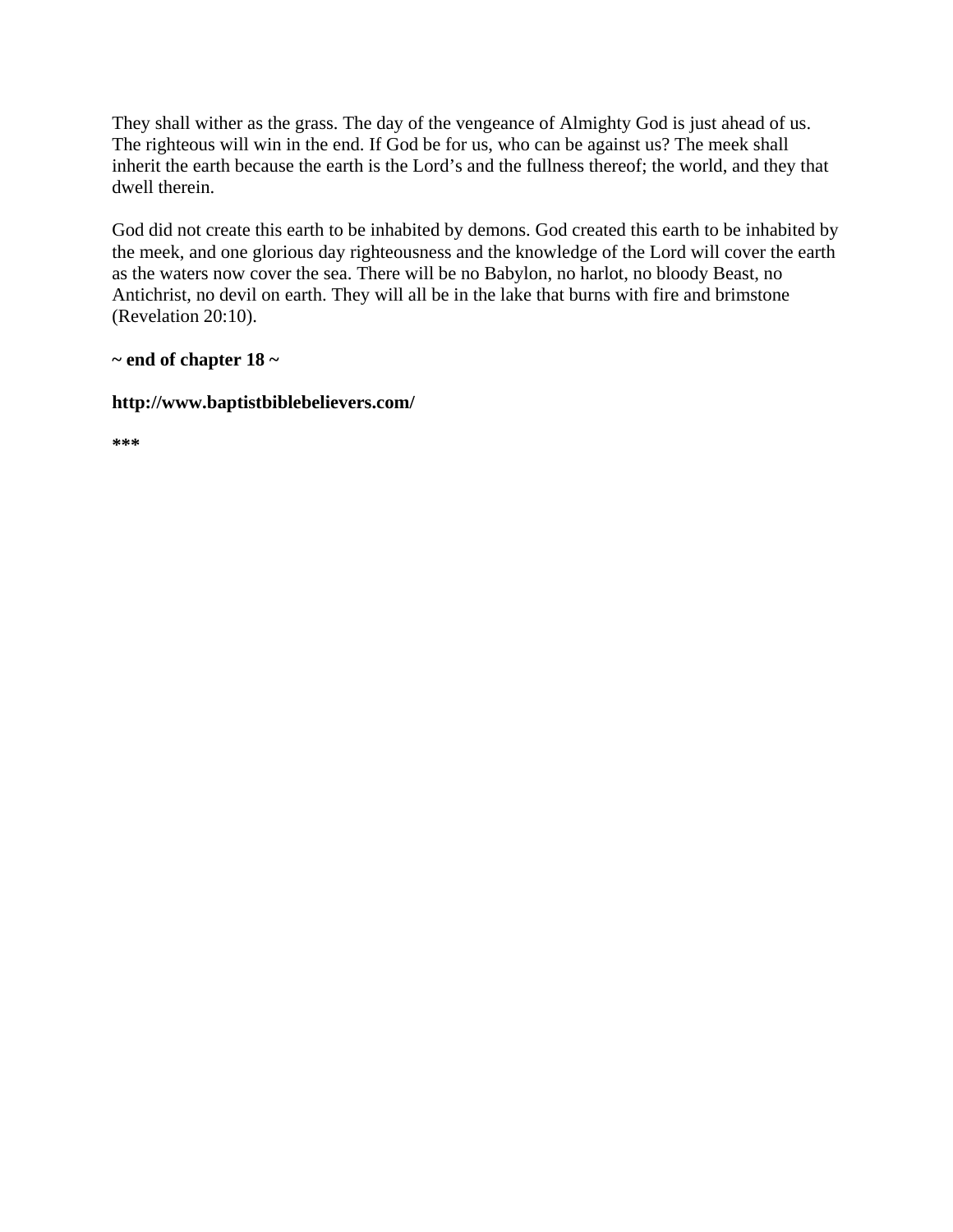They shall wither as the grass. The day of the vengeance of Almighty God is just ahead of us. The righteous will win in the end. If God be for us, who can be against us? The meek shall inherit the earth because the earth is the Lord’s and the fullness thereof; the world, and they that dwell therein.

God did not create this earth to be inhabited by demons. God created this earth to be inhabited by the meek, and one glorious day righteousness and the knowledge of the Lord will cover the earth as the waters now cover the sea. There will be no Babylon, no harlot, no bloody Beast, no Antichrist, no devil on earth. They will all be in the lake that burns with fire and brimstone (Revelation 20:10).

**~ end of chapter 18 ~**

**http://www.baptistbiblebelievers.com/**

**\*\*\***